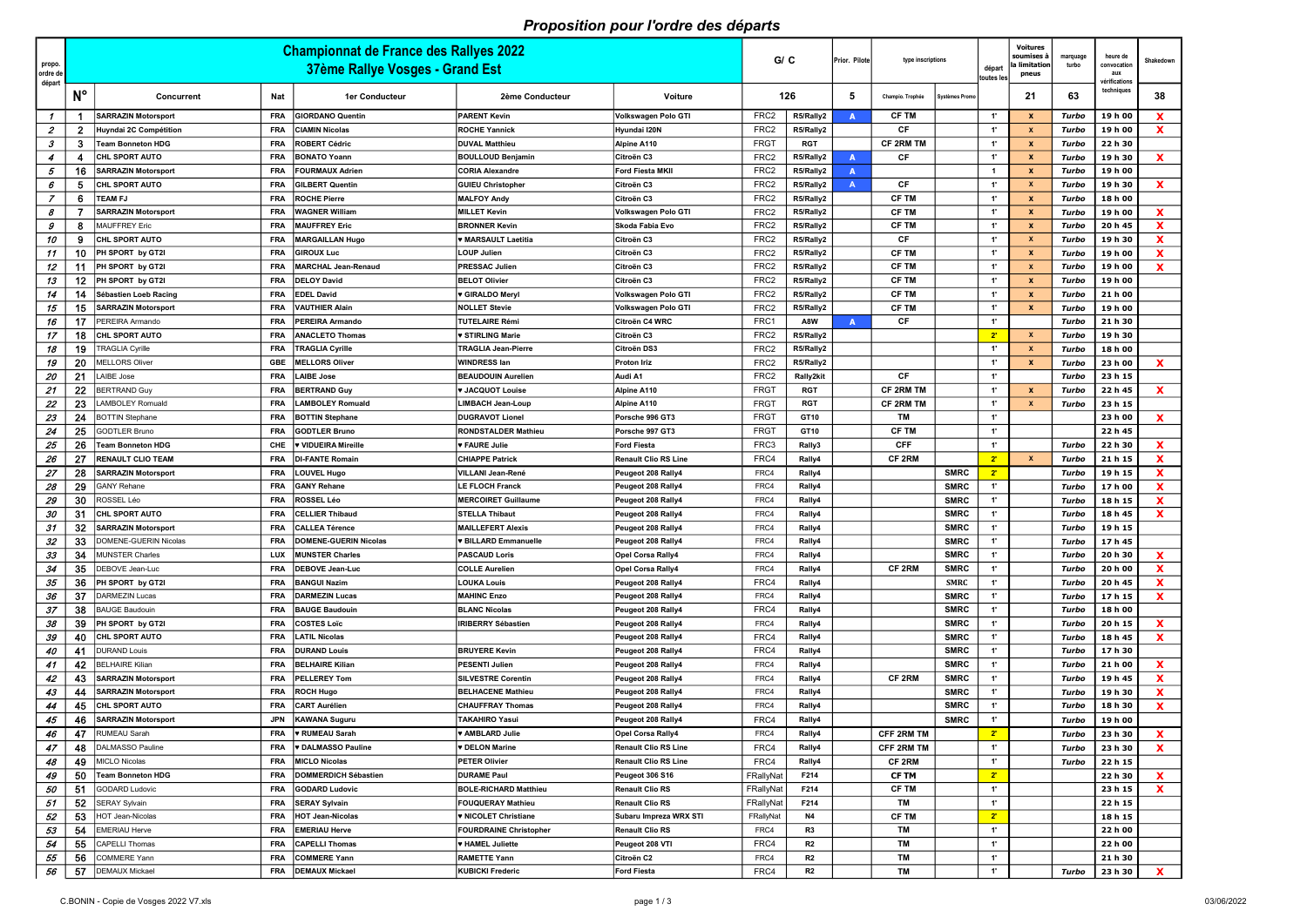# Proposition pour l'ordre des départs

| propo. ordre de départ | Championnat de France des Rallyes 2022 37ème Rallye Vosges - Grand Est | | | | | | G/ C | | Prior. Pilote | type inscriptions | | départ toutes les | Voitures soumises à la limitation pneus | marquage turbo | heure de convocation aux vérifications techniques | Shakedown |
|---|---|---|---|---|---|---|---|---|---|---|---|---|---|---|---|---|
| | N° | Concurrent | Nat | 1er Conducteur | 2ème Conducteur | Voiture | 126 | | 5 | Champio. Trophée | Systèmes Promo | | 21 | 63 | | 38 |
| 1 | 1 | SARRAZIN Motorsport | FRA | GIORDANO Quentin | PARENT Kevin | Volkswagen Polo GTI | FRC2 | R5/Rally2 | A | CF TM | | 1' | x | Turbo | 19 h 00 | X |
| 2 | 2 | Huyndai 2C Compétition | FRA | CIAMIN Nicolas | ROCHE Yannick | Hyundai I20N | FRC2 | R5/Rally2 | | CF | | 1' | x | Turbo | 19 h 00 | X |
| 3 | 3 | Team Bonneton HDG | FRA | ROBERT Cédric | DUVAL Matthieu | Alpine A110 | FRGT | RGT | | CF 2RM TM | | 1' | x | Turbo | 22 h 30 | |
| 4 | 4 | CHL SPORT AUTO | FRA | BONATO Yoann | BOULLOUD Benjamin | Citroën C3 | FRC2 | R5/Rally2 | A | CF | | 1' | x | Turbo | 19 h 30 | X |
| 5 | 16 | SARRAZIN Motorsport | FRA | FOURMAUX Adrien | CORIA Alexandre | Ford Fiesta MKII | FRC2 | R5/Rally2 | A | | | 1 | x | Turbo | 19 h 00 | |
| 6 | 5 | CHL SPORT AUTO | FRA | GILBERT Quentin | GUIEU Christopher | Citroën C3 | FRC2 | R5/Rally2 | A | CF | | 1' | x | Turbo | 19 h 30 | X |
| 7 | 6 | TEAM FJ | FRA | ROCHE Pierre | MALFOY Andy | Citroën C3 | FRC2 | R5/Rally2 | | CF TM | | 1' | x | Turbo | 18 h 00 | |
| 8 | 7 | SARRAZIN Motorsport | FRA | WAGNER William | MILLET Kevin | Volkswagen Polo GTI | FRC2 | R5/Rally2 | | CF TM | | 1' | x | Turbo | 19 h 00 | X |
| 9 | 8 | MAUFFREY Eric | FRA | MAUFFREY Eric | BRONNER Kevin | Skoda Fabia Evo | FRC2 | R5/Rally2 | | CF TM | | 1' | x | Turbo | 20 h 45 | X |
| 10 | 9 | CHL SPORT AUTO | FRA | MARGAILLAN Hugo | ♥ MARSAULT Laetitia | Citroën C3 | FRC2 | R5/Rally2 | | CF | | 1' | x | Turbo | 19 h 30 | X |
| 11 | 10 | PH SPORT by GT2I | FRA | GIROUX Luc | LOUP Julien | Citroën C3 | FRC2 | R5/Rally2 | | CF TM | | 1' | x | Turbo | 19 h 00 | X |
| 12 | 11 | PH SPORT by GT2I | FRA | MARCHAL Jean-Renaud | PRESSAC Julien | Citroën C3 | FRC2 | R5/Rally2 | | CF TM | | 1' | x | Turbo | 19 h 00 | X |
| 13 | 12 | PH SPORT by GT2I | FRA | DELOY David | BELOT Olivier | Citroën C3 | FRC2 | R5/Rally2 | | CF TM | | 1' | x | Turbo | 19 h 00 | |
| 14 | 14 | Sébastien Loeb Racing | FRA | EDEL David | ♥ GIRALDO Meryl | Volkswagen Polo GTI | FRC2 | R5/Rally2 | | CF TM | | 1' | x | Turbo | 21 h 00 | |
| 15 | 15 | SARRAZIN Motorsport | FRA | VAUTHIER Alain | NOLLET Stevie | Volkswagen Polo GTI | FRC2 | R5/Rally2 | | CF TM | | 1' | x | Turbo | 19 h 00 | |
| 16 | 17 | PEREIRA Armando | FRA | PEREIRA Armando | TUTELAIRE Rémi | Citroën C4 WRC | FRC1 | A8W | A | CF | | 1' | | Turbo | 21 h 30 | |
| 17 | 18 | CHL SPORT AUTO | FRA | ANACLETO Thomas | ♥ STIRLING Marie | Citroën C3 | FRC2 | R5/Rally2 | | | | 2' | x | Turbo | 19 h 30 | |
| 18 | 19 | TRAGLIA Cyrille | FRA | TRAGLIA Cyrille | TRAGLIA Jean-Pierre | Citroën DS3 | FRC2 | R5/Rally2 | | | | 1' | x | Turbo | 18 h 00 | |
| 19 | 20 | MELLORS Oliver | GBE | MELLORS Oliver | WINDRESS Ian | Proton Iriz | FRC2 | R5/Rally2 | | | | 1' | x | Turbo | 23 h 00 | X |
| 20 | 21 | LAIBE Jose | FRA | LAIBE Jose | BEAUDOUIN Aurelien | Audi A1 | FRC2 | Rally2kit | | CF | | 1' | | Turbo | 23 h 15 | |
| 21 | 22 | BERTRAND Guy | FRA | BERTRAND Guy | ♥ JACQUOT Louise | Alpine A110 | FRGT | RGT | | CF 2RM TM | | 1' | x | Turbo | 22 h 45 | X |
| 22 | 23 | LAMBOLEY Romuald | FRA | LAMBOLEY Romuald | LIMBACH Jean-Loup | Alpine A110 | FRGT | RGT | | CF 2RM TM | | 1' | x | Turbo | 23 h 15 | |
| 23 | 24 | BOTTIN Stephane | FRA | BOTTIN Stephane | DUGRAVOT Lionel | Porsche 996 GT3 | FRGT | GT10 | | TM | | 1' | | | 23 h 00 | X |
| 24 | 25 | GODTLER Bruno | FRA | GODTLER Bruno | RONDSTALDER Mathieu | Porsche 997 GT3 | FRGT | GT10 | | CF TM | | 1' | | | 22 h 45 | |
| 25 | 26 | Team Bonneton HDG | CHE | ♥ VIDUEIRA Mireille | ♥ FAURE Julie | Ford Fiesta | FRC3 | Rally3 | | CFF | | 1' | | Turbo | 22 h 30 | X |
| 26 | 27 | RENAULT CLIO TEAM | FRA | DI-FANTE Romain | CHIAPPE Patrick | Renault Clio RS Line | FRC4 | Rally4 | | CF 2RM | | 2' | x | Turbo | 21 h 15 | X |
| 27 | 28 | SARRAZIN Motorsport | FRA | LOUVEL Hugo | VILLANI Jean-René | Peugeot 208 Rally4 | FRC4 | Rally4 | | | SMRC | 2' | | Turbo | 19 h 15 | X |
| 28 | 29 | GANY Rehane | FRA | GANY Rehane | LE FLOCH Franck | Peugeot 208 Rally4 | FRC4 | Rally4 | | | SMRC | 1' | | Turbo | 17 h 00 | X |
| 29 | 30 | ROSSEL Léo | FRA | ROSSEL Léo | MERCOIRET Guillaume | Peugeot 208 Rally4 | FRC4 | Rally4 | | | SMRC | 1' | | Turbo | 18 h 15 | X |
| 30 | 31 | CHL SPORT AUTO | FRA | CELLIER Thibaud | STELLA Thibaut | Peugeot 208 Rally4 | FRC4 | Rally4 | | | SMRC | 1' | | Turbo | 18 h 45 | X |
| 31 | 32 | SARRAZIN Motorsport | FRA | CALLEA Térence | MAILLEFERT Alexis | Peugeot 208 Rally4 | FRC4 | Rally4 | | | SMRC | 1' | | Turbo | 19 h 15 | |
| 32 | 33 | DOMENE-GUERIN Nicolas | FRA | DOMENE-GUERIN Nicolas | ♥ BILLARD Emmanuelle | Peugeot 208 Rally4 | FRC4 | Rally4 | | | SMRC | 1' | | Turbo | 17 h 45 | |
| 33 | 34 | MUNSTER Charles | LUX | MUNSTER Charles | PASCAUD Loris | Opel Corsa Rally4 | FRC4 | Rally4 | | | SMRC | 1' | | Turbo | 20 h 30 | X |
| 34 | 35 | DEBOVE Jean-Luc | FRA | DEBOVE Jean-Luc | COLLE Aurelien | Opel Corsa Rally4 | FRC4 | Rally4 | | CF 2RM | SMRC | 1' | | Turbo | 20 h 00 | X |
| 35 | 36 | PH SPORT by GT2I | FRA | BANGUI Nazim | LOUKA Louis | Peugeot 208 Rally4 | FRC4 | Rally4 | | | SMRC | 1' | | Turbo | 20 h 45 | X |
| 36 | 37 | DARMEZIN Lucas | FRA | DARMEZIN Lucas | MAHINC Enzo | Peugeot 208 Rally4 | FRC4 | Rally4 | | | SMRC | 1' | | Turbo | 17 h 15 | X |
| 37 | 38 | BAUGE Baudouin | FRA | BAUGE Baudouin | BLANC Nicolas | Peugeot 208 Rally4 | FRC4 | Rally4 | | | SMRC | 1' | | Turbo | 18 h 00 | |
| 38 | 39 | PH SPORT by GT2I | FRA | COSTES Loïc | IRIBERRY Sébastien | Peugeot 208 Rally4 | FRC4 | Rally4 | | | SMRC | 1' | | Turbo | 20 h 15 | X |
| 39 | 40 | CHL SPORT AUTO | FRA | LATIL Nicolas | | Peugeot 208 Rally4 | FRC4 | Rally4 | | | SMRC | 1' | | Turbo | 18 h 45 | X |
| 40 | 41 | DURAND Louis | FRA | DURAND Louis | BRUYERE Kevin | Peugeot 208 Rally4 | FRC4 | Rally4 | | | SMRC | 1' | | Turbo | 17 h 30 | |
| 41 | 42 | BELHAIRE Kilian | FRA | BELHAIRE Kilian | PESENTI Julien | Peugeot 208 Rally4 | FRC4 | Rally4 | | | SMRC | 1' | | Turbo | 21 h 00 | X |
| 42 | 43 | SARRAZIN Motorsport | FRA | PELLEREY Tom | SILVESTRE Corentin | Peugeot 208 Rally4 | FRC4 | Rally4 | | CF 2RM | SMRC | 1' | | Turbo | 19 h 45 | X |
| 43 | 44 | SARRAZIN Motorsport | FRA | ROCH Hugo | BELHACENE Mathieu | Peugeot 208 Rally4 | FRC4 | Rally4 | | | SMRC | 1' | | Turbo | 19 h 30 | X |
| 44 | 45 | CHL SPORT AUTO | FRA | CART Aurélien | CHAUFFRAY Thomas | Peugeot 208 Rally4 | FRC4 | Rally4 | | | SMRC | 1' | | Turbo | 18 h 30 | X |
| 45 | 46 | SARRAZIN Motorsport | JPN | KAWANA Suguru | TAKAHIRO Yasui | Peugeot 208 Rally4 | FRC4 | Rally4 | | | SMRC | 1' | | Turbo | 19 h 00 | |
| 46 | 47 | RUMEAU Sarah | FRA | ♥ RUMEAU Sarah | ♥ AMBLARD Julie | Opel Corsa Rally4 | FRC4 | Rally4 | | CFF 2RM TM | | 2' | | Turbo | 23 h 30 | X |
| 47 | 48 | DALMASSO Pauline | FRA | ♥ DALMASSO Pauline | ♥ DELON Marine | Renault Clio RS Line | FRC4 | Rally4 | | CFF 2RM TM | | 1' | | Turbo | 23 h 30 | X |
| 48 | 49 | MICLO Nicolas | FRA | MICLO Nicolas | PETER Olivier | Renault Clio RS Line | FRC4 | Rally4 | | CF 2RM | | 1' | | Turbo | 22 h 15 | |
| 49 | 50 | Team Bonneton HDG | FRA | DOMMERDICH Sébastien | DURAME Paul | Peugeot 306 S16 | FRallyNat | F214 | | CF TM | | 2' | | | 22 h 30 | X |
| 50 | 51 | GODARD Ludovic | FRA | GODARD Ludovic | BOLE-RICHARD Matthieu | Renault Clio RS | FRallyNat | F214 | | CF TM | | 1' | | | 23 h 15 | X |
| 51 | 52 | SERAY Sylvain | FRA | SERAY Sylvain | FOUQUERAY Mathieu | Renault Clio RS | FRallyNat | F214 | | TM | | 1' | | | 22 h 15 | |
| 52 | 53 | HOT Jean-Nicolas | FRA | HOT Jean-Nicolas | ♥ NICOLET Christiane | Subaru Impreza WRX STI | FRallyNat | N4 | | CF TM | | 2' | | | 18 h 15 | |
| 53 | 54 | EMERIAU Herve | FRA | EMERIAU Herve | FOURDRAINE Christopher | Renault Clio RS | FRC4 | R3 | | TM | | 1' | | | 22 h 00 | |
| 54 | 55 | CAPELLI Thomas | FRA | CAPELLI Thomas | ♥ HAMEL Juliette | Peugeot 208 VTI | FRC4 | R2 | | TM | | 1' | | | 22 h 00 | |
| 55 | 56 | COMMERE Yann | FRA | COMMERE Yann | RAMETTE Yann | Citroën C2 | FRC4 | R2 | | TM | | 1' | | | 21 h 30 | |
| 56 | 57 | DEMAUX Mickael | FRA | DEMAUX Mickael | KUBICKI Frederic | Ford Fiesta | FRC4 | R2 | | TM | | 1' | | Turbo | 23 h 30 | X |

C.BONIN - Copie de Vosges 2022 V7.xls — 03/06/2022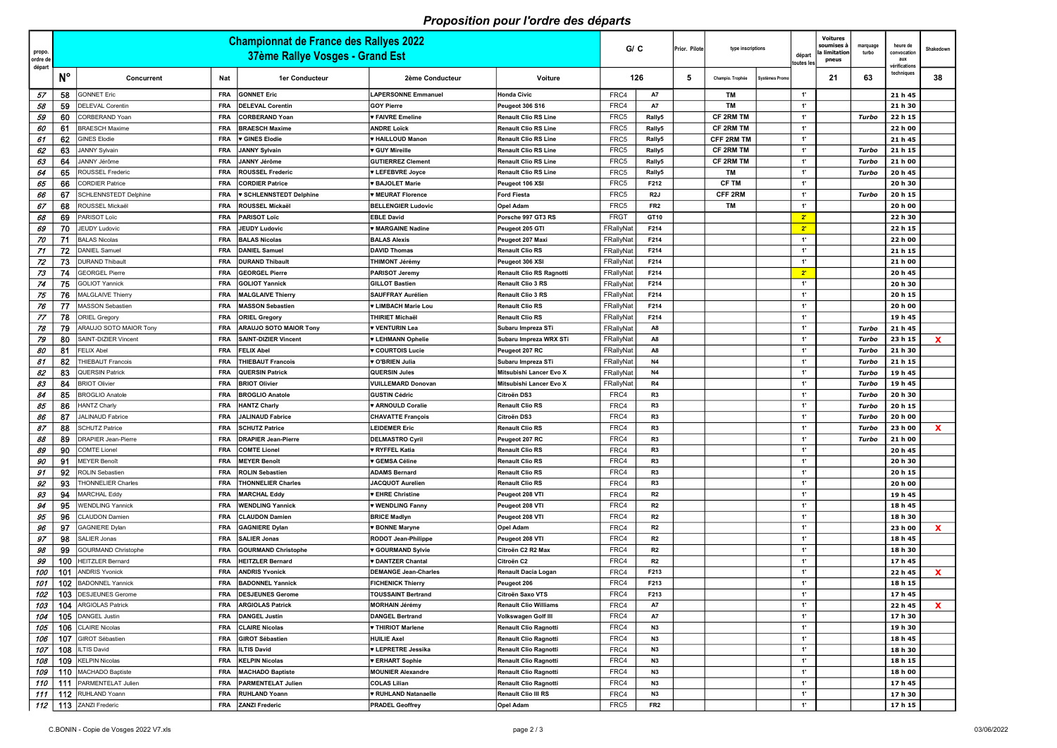# Proposition pour l'ordre des départs

| propo. ordre de départ | Championnat de France des Rallyes 2022 37ème Rallye Vosges - Grand Est | | | | | | G/ C | | Prior. Pilote | type inscriptions | | départ toutes les | Voitures soumises à la limitation pneus | marquage turbo | heure de convocation aux vérifications techniques | Shakedown |
|---|---|---|---|---|---|---|---|---|---|---|---|---|---|---|---|---|
| | N° | Concurrent | Nat | 1er Conducteur | 2ème Conducteur | Voiture | 126 | | 5 | Champio. Trophée | Systèmes Promo | | 21 | 63 | | 38 |
| 57 | 58 | GONNET Eric | FRA | GONNET Eric | LAPERSONNE Emmanuel | Honda Civic | FRC4 | A7 | | TM | | 1' | | | 21 h 45 | |
| 58 | 59 | DELEVAL Corentin | FRA | DELEVAL Corentin | GOY Pierre | Peugeot 306 S16 | FRC4 | A7 | | TM | | 1' | | | 21 h 30 | |
| 59 | 60 | CORBERAND Yoan | FRA | CORBERAND Yoan | ♥ FAIVRE Emeline | Renault Clio RS Line | FRC5 | Rally5 | | CF 2RM TM | | 1' | | Turbo | 22 h 15 | |
| 60 | 61 | BRAESCH Maxime | FRA | BRAESCH Maxime | ANDRE Loïck | Renault Clio RS Line | FRC5 | Rally5 | | CF 2RM TM | | 1' | | | 22 h 00 | |
| 61 | 62 | GINES Elodie | FRA | ♥ GINES Elodie | ♥ HAILLOUD Manon | Renault Clio RS Line | FRC5 | Rally5 | | CFF 2RM TM | | 1' | | | 21 h 45 | |
| 62 | 63 | JANNY Sylvain | FRA | JANNY Sylvain | ♥ GUY Mireille | Renault Clio RS Line | FRC5 | Rally5 | | CF 2RM TM | | 1' | | Turbo | 21 h 15 | |
| 63 | 64 | JANNY Jérôme | FRA | JANNY Jérôme | GUTIERREZ Clement | Renault Clio RS Line | FRC5 | Rally5 | | CF 2RM TM | | 1' | | Turbo | 21 h 00 | |
| 64 | 65 | ROUSSEL Frederic | FRA | ROUSSEL Frederic | ♥ LEFEBVRE Joyce | Renault Clio RS Line | FRC5 | Rally5 | | TM | | 1' | | Turbo | 20 h 45 | |
| 65 | 66 | CORDIER Patrice | FRA | CORDIER Patrice | ♥ BAJOLET Marie | Peugeot 106 XSI | FRC5 | F212 | | CF TM | | 1' | | | 20 h 30 | |
| 66 | 67 | SCHLENNSTEDT Delphine | FRA | ♥ SCHLENNSTEDT Delphine | ♥ MEURAT Florence | Ford Fiesta | FRC5 | R2J | | CFF 2RM | | 1' | | Turbo | 20 h 15 | |
| 67 | 68 | ROUSSEL Mickaël | FRA | ROUSSEL Mickaël | BELLENGIER Ludovic | Opel Adam | FRC5 | FR2 | | TM | | 1' | | | 20 h 00 | |
| 68 | 69 | PARISOT Loïc | FRA | PARISOT Loïc | EBLE David | Porsche 997 GT3 RS | FRGT | GT10 | | | | 2' | | | 22 h 30 | |
| 69 | 70 | JEUDY Ludovic | FRA | JEUDY Ludovic | ♥ MARGAINE Nadine | Peugeot 205 GTI | FRallyNat | F214 | | | | 2' | | | 22 h 15 | |
| 70 | 71 | BALAS Nicolas | FRA | BALAS Nicolas | BALAS Alexis | Peugeot 207 Maxi | FRallyNat | F214 | | | | 1' | | | 22 h 00 | |
| 71 | 72 | DANIEL Samuel | FRA | DANIEL Samuel | DAVID Thomas | Renault Clio RS | FRallyNat | F214 | | | | 1' | | | 21 h 15 | |
| 72 | 73 | DURAND Thibault | FRA | DURAND Thibault | THIMONT Jérémy | Peugeot 306 XSI | FRallyNat | F214 | | | | 1' | | | 21 h 00 | |
| 73 | 74 | GEORGEL Pierre | FRA | GEORGEL Pierre | PARISOT Jeremy | Renault Clio RS Ragnotti | FRallyNat | F214 | | | | 2' | | | 20 h 45 | |
| 74 | 75 | GOLIOT Yannick | FRA | GOLIOT Yannick | GILLOT Bastien | Renault Clio 3 RS | FRallyNat | F214 | | | | 1' | | | 20 h 30 | |
| 75 | 76 | MALGLAIVE Thierry | FRA | MALGLAIVE Thierry | SAUFFRAY Aurélien | Renault Clio 3 RS | FRallyNat | F214 | | | | 1' | | | 20 h 15 | |
| 76 | 77 | MASSON Sebastien | FRA | MASSON Sebastien | ♥ LIMBACH Marie Lou | Renault Clio RS | FRallyNat | F214 | | | | 1' | | | 20 h 00 | |
| 77 | 78 | ORIEL Gregory | FRA | ORIEL Gregory | THIRIET Michaël | Renault Clio RS | FRallyNat | F214 | | | | 1' | | | 19 h 45 | |
| 78 | 79 | ARAUJO SOTO MAIOR Tony | FRA | ARAUJO SOTO MAIOR Tony | ♥ VENTURIN Lea | Subaru Impreza STi | FRallyNat | A8 | | | | 1' | | Turbo | 21 h 45 | |
| 79 | 80 | SAINT-DIZIER Vincent | FRA | SAINT-DIZIER Vincent | ♥ LEHMANN Ophelie | Subaru Impreza WRX STi | FRallyNat | A8 | | | | 1' | | Turbo | 23 h 15 | X |
| 80 | 81 | FELIX Abel | FRA | FELIX Abel | ♥ COURTOIS Lucie | Peugeot 207 RC | FRallyNat | A8 | | | | 1' | | Turbo | 21 h 30 | |
| 81 | 82 | THIEBAUT Francois | FRA | THIEBAUT Francois | ♥ O'BRIEN Julia | Subaru Impreza STi | FRallyNat | N4 | | | | 1' | | Turbo | 21 h 15 | |
| 82 | 83 | QUERSIN Patrick | FRA | QUERSIN Patrick | QUERSIN Jules | Mitsubishi Lancer Evo X | FRallyNat | N4 | | | | 1' | | Turbo | 19 h 45 | |
| 83 | 84 | BRIOT Olivier | FRA | BRIOT Olivier | VUILLEMARD Donovan | Mitsubishi Lancer Evo X | FRallyNat | R4 | | | | 1' | | Turbo | 19 h 45 | |
| 84 | 85 | BROGLIO Anatole | FRA | BROGLIO Anatole | GUSTIN Cédric | Citroën DS3 | FRC4 | R3 | | | | 1' | | Turbo | 20 h 30 | |
| 85 | 86 | HANTZ Charly | FRA | HANTZ Charly | ♥ ARNOULD Coralie | Renault Clio RS | FRC4 | R3 | | | | 1' | | Turbo | 20 h 15 | |
| 86 | 87 | JALINAUD Fabrice | FRA | JALINAUD Fabrice | CHAVATTE François | Citroën DS3 | FRC4 | R3 | | | | 1' | | Turbo | 20 h 00 | |
| 87 | 88 | SCHUTZ Patrice | FRA | SCHUTZ Patrice | LEIDEMER Eric | Renault Clio RS | FRC4 | R3 | | | | 1' | | Turbo | 23 h 00 | X |
| 88 | 89 | DRAPIER Jean-Pierre | FRA | DRAPIER Jean-Pierre | DELMASTRO Cyril | Peugeot 207 RC | FRC4 | R3 | | | | 1' | | Turbo | 21 h 00 | |
| 89 | 90 | COMTE Lionel | FRA | COMTE Lionel | ♥ RYFFEL Katia | Renault Clio RS | FRC4 | R3 | | | | 1' | | | 20 h 45 | |
| 90 | 91 | MEYER Benoît | FRA | MEYER Benoît | ♥ GEMSA Céline | Renault Clio RS | FRC4 | R3 | | | | 1' | | | 20 h 30 | |
| 91 | 92 | ROLIN Sebastien | FRA | ROLIN Sebastien | ADAMS Bernard | Renault Clio RS | FRC4 | R3 | | | | 1' | | | 20 h 15 | |
| 92 | 93 | THONNELIER Charles | FRA | THONNELIER Charles | JACQUOT Aurelien | Renault Clio RS | FRC4 | R3 | | | | 1' | | | 20 h 00 | |
| 93 | 94 | MARCHAL Eddy | FRA | MARCHAL Eddy | ♥ EHRE Christine | Peugeot 208 VTI | FRC4 | R2 | | | | 1' | | | 19 h 45 | |
| 94 | 95 | WENDLING Yannick | FRA | WENDLING Yannick | ♥ WENDLING Fanny | Peugeot 208 VTI | FRC4 | R2 | | | | 1' | | | 18 h 45 | |
| 95 | 96 | CLAUDON Damien | FRA | CLAUDON Damien | BRICE Madlyn | Peugeot 208 VTI | FRC4 | R2 | | | | 1' | | | 18 h 30 | |
| 96 | 97 | GAGNIERE Dylan | FRA | GAGNIERE Dylan | ♥ BONNE Maryne | Opel Adam | FRC4 | R2 | | | | 1' | | | 23 h 00 | X |
| 97 | 98 | SALIER Jonas | FRA | SALIER Jonas | RODOT Jean-Philippe | Peugeot 208 VTI | FRC4 | R2 | | | | 1' | | | 18 h 45 | |
| 98 | 99 | GOURMAND Christophe | FRA | GOURMAND Christophe | ♥ GOURMAND Sylvie | Citroën C2 R2 Max | FRC4 | R2 | | | | 1' | | | 18 h 30 | |
| 99 | 100 | HEITZLER Bernard | FRA | HEITZLER Bernard | ♥ DANTZER Chantal | Citroën C2 | FRC4 | R2 | | | | 1' | | | 17 h 45 | |
| 100 | 101 | ANDRIS Yvonick | FRA | ANDRIS Yvonick | DEMANGE Jean-Charles | Renault Dacia Logan | FRC4 | F213 | | | | 1' | | | 22 h 45 | X |
| 101 | 102 | BADONNEL Yannick | FRA | BADONNEL Yannick | FICHENICK Thierry | Peugeot 206 | FRC4 | F213 | | | | 1' | | | 18 h 15 | |
| 102 | 103 | DESJEUNES Gerome | FRA | DESJEUNES Gerome | TOUSSAINT Bertrand | Citroën Saxo VTS | FRC4 | F213 | | | | 1' | | | 17 h 45 | |
| 103 | 104 | ARGIOLAS Patrick | FRA | ARGIOLAS Patrick | MORHAIN Jérémy | Renault Clio Williams | FRC4 | A7 | | | | 1' | | | 22 h 45 | X |
| 104 | 105 | DANGEL Justin | FRA | DANGEL Justin | DANGEL Bertrand | Volkswagen Golf III | FRC4 | A7 | | | | 1' | | | 17 h 30 | |
| 105 | 106 | CLAIRE Nicolas | FRA | CLAIRE Nicolas | ♥ THIRIOT Marlene | Renault Clio Ragnotti | FRC4 | N3 | | | | 1' | | | 19 h 30 | |
| 106 | 107 | GIROT Sébastien | FRA | GIROT Sébastien | HUILIE Axel | Renault Clio Ragnotti | FRC4 | N3 | | | | 1' | | | 18 h 45 | |
| 107 | 108 | ILTIS David | FRA | ILTIS David | ♥ LEPRETRE Jessika | Renault Clio Ragnotti | FRC4 | N3 | | | | 1' | | | 18 h 30 | |
| 108 | 109 | KELPIN Nicolas | FRA | KELPIN Nicolas | ♥ ERHART Sophie | Renault Clio Ragnotti | FRC4 | N3 | | | | 1' | | | 18 h 15 | |
| 109 | 110 | MACHADO Baptiste | FRA | MACHADO Baptiste | MOUNIER Alexandre | Renault Clio Ragnotti | FRC4 | N3 | | | | 1' | | | 18 h 00 | |
| 110 | 111 | PARMENTELAT Julien | FRA | PARMENTELAT Julien | COLAS Lilian | Renault Clio Ragnotti | FRC4 | N3 | | | | 1' | | | 17 h 45 | |
| 111 | 112 | RUHLAND Yoann | FRA | RUHLAND Yoann | ♥ RUHLAND Natanaelle | Renault Clio III RS | FRC4 | N3 | | | | 1' | | | 17 h 30 | |
| 112 | 113 | ZANZI Frederic | FRA | ZANZI Frederic | PRADEL Geoffrey | Opel Adam | FRC5 | FR2 | | | | 1' | | | 17 h 15 | |

C.BONIN - Copie de Vosges 2022 V7.xls

03/06/2022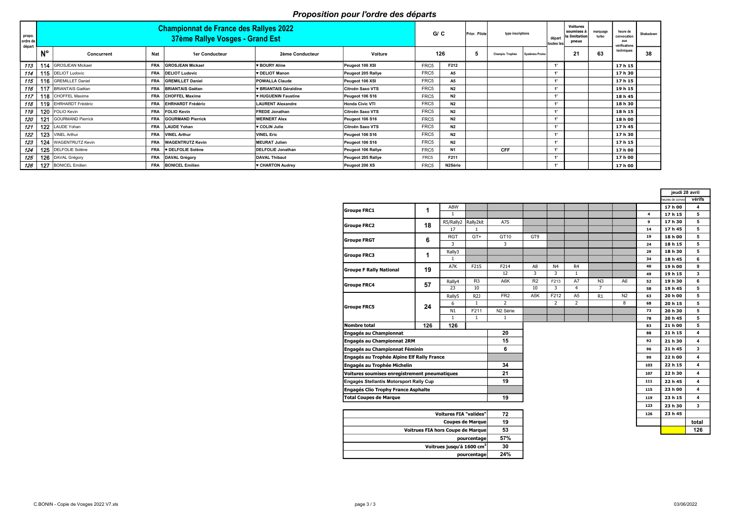# Proposition pour l'ordre des départs

| propo. ordre de départ | Championnat de France des Rallyes 2022 37ème Rallye Vosges - Grand Est | | | | | | G/ C | | Prior. Pilote | type inscriptions | | départ toutes les | Voitures soumises à la limitation pneus | marquage turbo | heure de convocation aux vérifications techniques | Shakedown |
|---|---|---|---|---|---|---|---|---|---|---|---|---|---|---|---|---|
| | N° | Concurrent | Nat | 1er Conducteur | 2ème Conducteur | Voiture | 126 | | 5 | Champio. Trophée | Systèmes Promo | | 21 | 63 | | 38 |
| 113 | 114 | GROSJEAN Mickael | FRA | GROSJEAN Mickael | ♥ BOURY Aline | Peugeot 106 XSI | FRC5 | F212 | | | | 1' | | | 17 h 15 | |
| 114 | 115 | DELIOT Ludovic | FRA | DELIOT Ludovic | ♥ DELIOT Manon | Peugeot 205 Rallye | FRC5 | A5 | | | | 1' | | | 17 h 30 | |
| 115 | 116 | GREMILLET Daniel | FRA | GREMILLET Daniel | POWALLA Claude | Peugeot 106 XSI | FRC5 | A5 | | | | 1' | | | 17 h 15 | |
| 116 | 117 | BRIANTAIS Gaëtan | FRA | BRIANTAIS Gaëtan | ♥ BRIANTAIS Géraldine | Citroën Saxo VTS | FRC5 | N2 | | | | 1' | | | 19 h 15 | |
| 117 | 118 | CHOFFEL Maxime | FRA | CHOFFEL Maxime | ♥ HUGUENIN Faustine | Peugeot 106 S16 | FRC5 | N2 | | | | 1' | | | 18 h 45 | |
| 118 | 119 | EHRHARDT Frédéric | FRA | EHRHARDT Frédéric | LAURENT Alexandre | Honda Civic VTI | FRC5 | N2 | | | | 1' | | | 18 h 30 | |
| 119 | 120 | FOLIO Kevin | FRA | FOLIO Kevin | FREDE Jonathan | Citroën Saxo VTS | FRC5 | N2 | | | | 1' | | | 18 h 15 | |
| 120 | 121 | GOURMAND Pierrick | FRA | GOURMAND Pierrick | WERNERT Alex | Peugeot 106 S16 | FRC5 | N2 | | | | 1' | | | 18 h 00 | |
| 121 | 122 | LAUDE Yohan | FRA | LAUDE Yohan | ♥ COLIN Julie | Citroën Saxo VTS | FRC5 | N2 | | | | 1' | | | 17 h 45 | |
| 122 | 123 | VINEL Arthur | FRA | VINEL Arthur | VINEL Eric | Peugeot 106 S16 | FRC5 | N2 | | | | 1' | | | 17 h 30 | |
| 123 | 124 | WAGENTRUTZ Kevin | FRA | WAGENTRUTZ Kevin | MEURAT Julien | Peugeot 106 S16 | FRC5 | N2 | | | | 1' | | | 17 h 15 | |
| 124 | 125 | DELFOLIE Solène | FRA | ♥ DELFOLIE Solène | DELFOLIE Jonathan | Peugeot 106 Rallye | FRC5 | N1 | | CFF | | 1' | | | 17 h 00 | |
| 125 | 126 | DAVAL Grégory | FRA | DAVAL Grégory | DAVAL Thibaut | Peugeot 205 Rallye | FRC5 | F211 | | | | 1' | | | 17 h 00 | |
| 126 | 127 | BONICEL Emilien | FRA | BONICEL Emilien | ♥ CHARTON Audrey | Peugeot 206 XS | FRC5 | N2Série | | | | 1' | | | 17 h 00 | |

| | | | | | | | | | | |
|---|---|---|---|---|---|---|---|---|---|---|
| Groupe FRC1 | 1 | A8W | | | | | | | | |
| | | 1 | | | | | | | | |
| Groupe FRC2 | 18 | R5/Rally2 | Rally2kit | A7S | | | | | | |
| | | 17 | 1 | | | | | | | |
| Groupe FRGT | 6 | RGT | GT+ | GT10 | GT9 | | | | | |
| | | 3 | | 3 | | | | | | |
| Groupe FRC3 | 1 | Rally3 | | | | | | | | |
| | | 1 | | | | | | | | |
| Groupe F Rally National | 19 | A7K | F215 | F214 | A8 | N4 | R4 | | | |
| | | | | 12 | 3 | 3 | 1 | | | |
| Groupe FRC4 | 57 | Rally4 | R3 | A6K | R2 | F213 | A7 | N3 | A6 | |
| | | 23 | 10 | | 10 | 3 | 4 | 7 | | |
| Groupe FRC5 | 24 | Rally5 | R2J | FR2 | A5K | F212 | A5 | R1 | N2 | |
| | | 6 | 1 | 2 | | 2 | 2 | | 8 | |
| | | N1 | F211 | N2 Série | | | | | | |
| | | 1 | 1 | 1 | | | | | | |
| Nombre total | 126 | 126 | | | | | | | | |

| | |
|---|---|
| Engagés au Championnat | 20 |
| Engagés au Championnat 2RM | 15 |
| Engagés au Championnat Féminin | 6 |
| Engagés au Trophée Alpine Elf Rally France | |
| Engagés au Trophée Michelin | 34 |
| Voitures soumises enregistrement pneumatiques | 21 |
| Engagés Stellantis Motorsport Rally Cup | 19 |
| Engagés Clio Trophy France Asphalte | |
| Total Coupes de Marque | 19 |

| | |
|---|---|
| Voitures FIA "valides" | 72 |
| Coupes de Marque | 19 |
| Voitrues FIA hors Coupe de Marque | 53 |
| pourcentage | 57% |
| Voitures jusqu'à 1600 cm³ | 30 |
| pourcentage | 24% |

| | jeudi 28 avril | |
|---|---|---|
| | heures de convoc | vérifs |
| | 17 h 00 | 4 |
| 4 | 17 h 15 | 5 |
| 9 | 17 h 30 | 5 |
| 14 | 17 h 45 | 5 |
| 19 | 18 h 00 | 5 |
| 24 | 18 h 15 | 5 |
| 29 | 18 h 30 | 5 |
| 34 | 18 h 45 | 6 |
| 40 | 19 h 00 | 9 |
| 49 | 19 h 15 | 3 |
| 52 | 19 h 30 | 6 |
| 58 | 19 h 45 | 5 |
| 63 | 20 h 00 | 5 |
| 68 | 20 h 15 | 5 |
| 73 | 20 h 30 | 5 |
| 78 | 20 h 45 | 5 |
| 83 | 21 h 00 | 5 |
| 88 | 21 h 15 | 4 |
| 92 | 21 h 30 | 4 |
| 96 | 21 h 45 | 3 |
| 99 | 22 h 00 | 4 |
| 103 | 22 h 15 | 4 |
| 107 | 22 h 30 | 4 |
| 111 | 22 h 45 | 4 |
| 115 | 23 h 00 | 4 |
| 119 | 23 h 15 | 4 |
| 123 | 23 h 30 | 3 |
| 126 | 23 h 45 | |
| | | total |
| | | 126 |

C.BONIN - Copie de Vosges 2022 V7.xls

03/06/2022